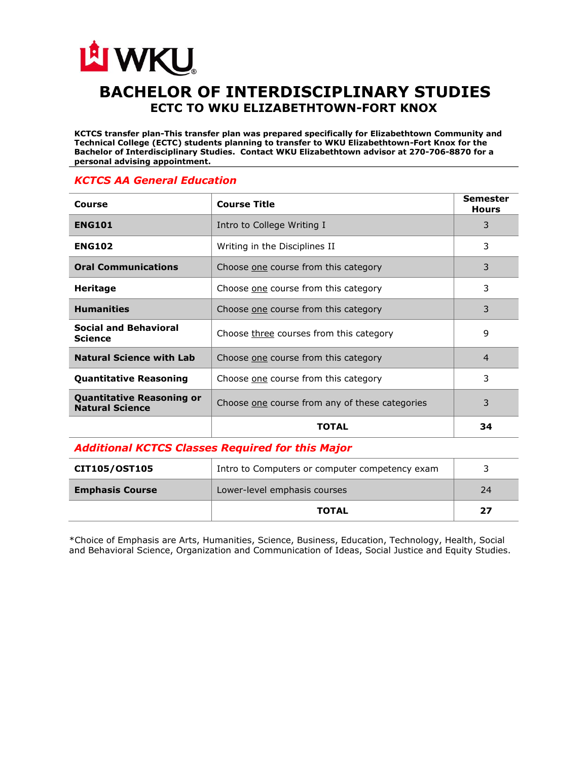# BACHELOR OF INTERDISCIPLINARY STUDIES

## ECTC TO WKU ELIZABETHTOWN-FORT KNOX

**KCTCS transfer plan-This transfer plan was prepared specifically for Elizabethtown Community and Technical College (ECTC) students planning to transfer to WKU Elizabethtown-Fort Knox for the Bachelor of Interdisciplinary Studies. Contact WKU Elizabethtown advisor at 270-706-8870 for a personal advising appointment.**

### *KCTCS AA General Education*

| Course | Course Title | Semester Hours |
|---|---|---|
| **ENG101** | Intro to College Writing I | 3 |
| **ENG102** | Writing in the Disciplines II | 3 |
| **Oral Communications** | Choose one course from this category | 3 |
| **Heritage** | Choose one course from this category | 3 |
| **Humanities** | Choose one course from this category | 3 |
| **Social and Behavioral Science** | Choose three courses from this category | 9 |
| **Natural Science with Lab** | Choose one course from this category | 4 |
| **Quantitative Reasoning** | Choose one course from this category | 3 |
| **Quantitative Reasoning or Natural Science** | Choose one course from any of these categories | 3 |
| | **TOTAL** | **34** |

### *Additional KCTCS Classes Required for this Major*

| Course | Course Title | Semester Hours |
|---|---|---|
| **CIT105/OST105** | Intro to Computers or computer competency exam | 3 |
| **Emphasis Course** | Lower-level emphasis courses | 24 |
| | **TOTAL** | **27** |

*Choice of Emphasis are Arts, Humanities, Science, Business, Education, Technology, Health, Social and Behavioral Science, Organization and Communication of Ideas, Social Justice and Equity Studies.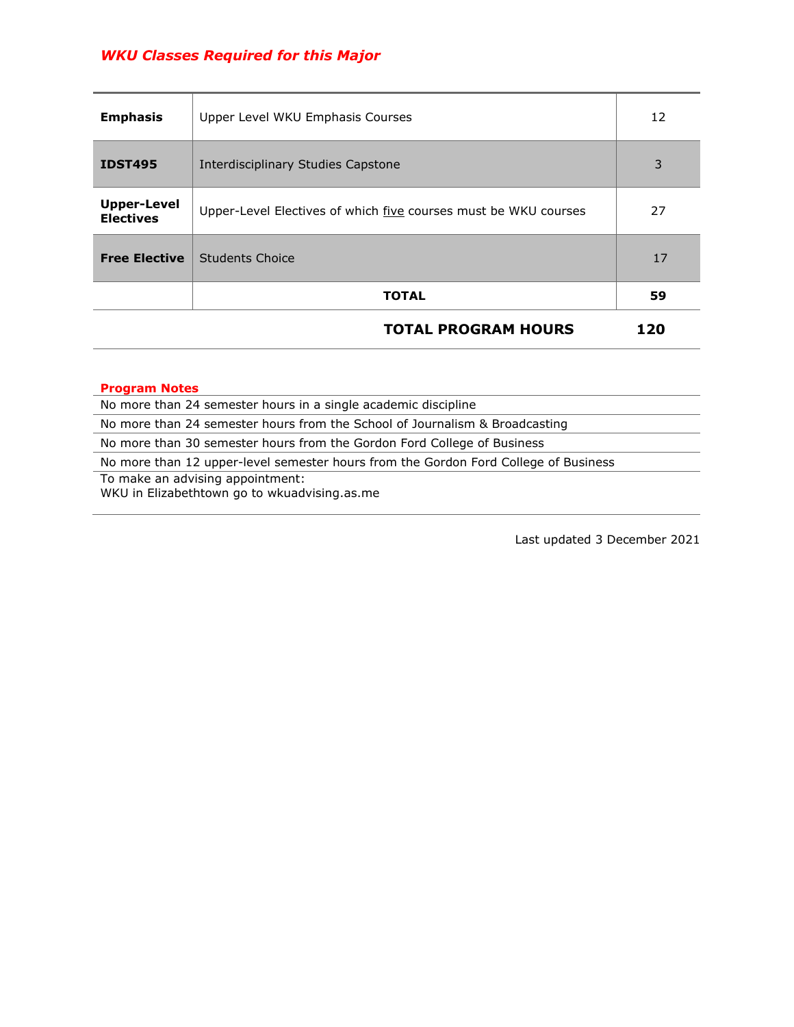***WKU Classes Required for this Major***

| | | |
|---|---|---|
| **Emphasis** | Upper Level WKU Emphasis Courses | 12 |
| **IDST495** | Interdisciplinary Studies Capstone | 3 |
| **Upper-Level Electives** | Upper-Level Electives of which five courses must be WKU courses | 27 |
| **Free Elective** | Students Choice | 17 |
| | **TOTAL** | **59** |
| | **TOTAL PROGRAM HOURS** | **120** |

**Program Notes**

No more than 24 semester hours in a single academic discipline

No more than 24 semester hours from the School of Journalism & Broadcasting

No more than 30 semester hours from the Gordon Ford College of Business

No more than 12 upper-level semester hours from the Gordon Ford College of Business

To make an advising appointment:
WKU in Elizabethtown go to wkuadvising.as.me

Last updated 3 December 2021